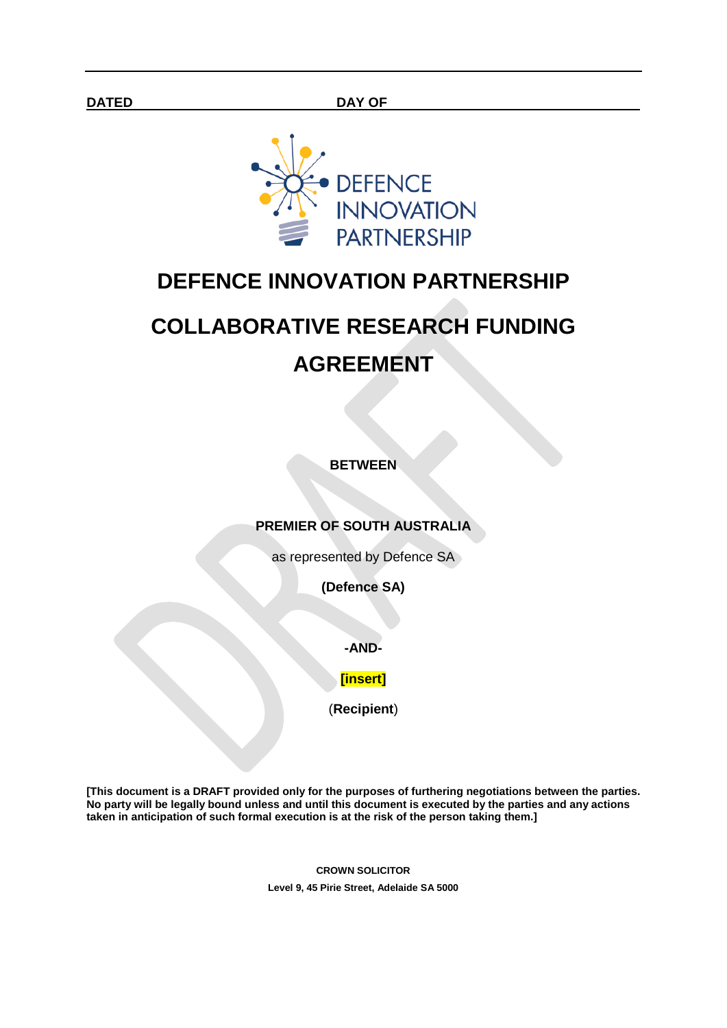**DATED** DAY OF

# DEFENCE INNOVATION PARTNERSHIP

# COLLABORATIVE RESEARCH FUNDING AGREEMENT

**BETWEEN**

**PREMIER OF SOUTH AUSTRALIA**

as represented by Defence SA

**(Defence SA)**

**-AND-**

**[insert]**

(**Recipient**)

**[This document is a DRAFT provided only for the purposes of furthering negotiations between the parties. No party will be legally bound unless and until this document is executed by the parties and any actions taken in anticipation of such formal execution is at the risk of the person taking them.]**

**CROWN SOLICITOR**

**Level 9, 45 Pirie Street, Adelaide SA 5000**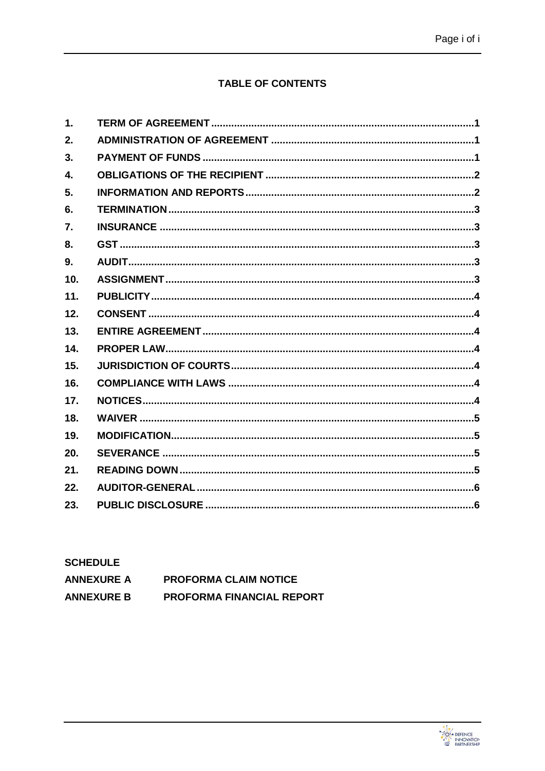## TABLE OF CONTENTS

| | | |
|---|---|---|
| 1. | TERM OF AGREEMENT | 1 |
| 2. | ADMINISTRATION OF AGREEMENT | 1 |
| 3. | PAYMENT OF FUNDS | 1 |
| 4. | OBLIGATIONS OF THE RECIPIENT | 2 |
| 5. | INFORMATION AND REPORTS | 2 |
| 6. | TERMINATION | 3 |
| 7. | INSURANCE | 3 |
| 8. | GST | 3 |
| 9. | AUDIT | 3 |
| 10. | ASSIGNMENT | 3 |
| 11. | PUBLICITY | 4 |
| 12. | CONSENT | 4 |
| 13. | ENTIRE AGREEMENT | 4 |
| 14. | PROPER LAW | 4 |
| 15. | JURISDICTION OF COURTS | 4 |
| 16. | COMPLIANCE WITH LAWS | 4 |
| 17. | NOTICES | 4 |
| 18. | WAIVER | 5 |
| 19. | MODIFICATION | 5 |
| 20. | SEVERANCE | 5 |
| 21. | READING DOWN | 5 |
| 22. | AUDITOR-GENERAL | 6 |
| 23. | PUBLIC DISCLOSURE | 6 |

**SCHEDULE**

| | |
|---|---|
| **ANNEXURE A** | **PROFORMA CLAIM NOTICE** |
| **ANNEXURE B** | **PROFORMA FINANCIAL REPORT** |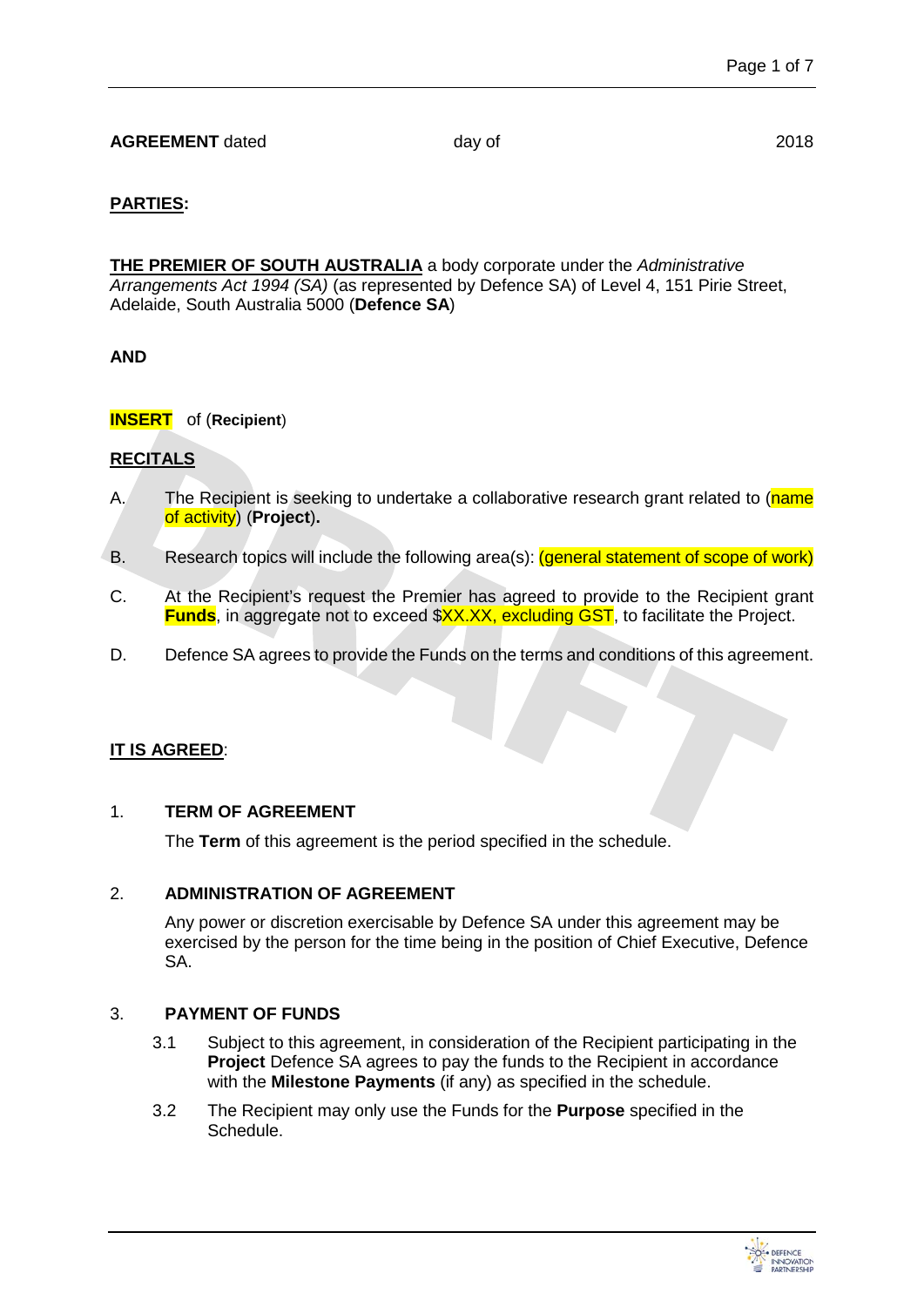**AGREEMENT** dated day of 2018

**PARTIES:**

**THE PREMIER OF SOUTH AUSTRALIA** a body corporate under the *Administrative Arrangements Act 1994 (SA)* (as represented by Defence SA) of Level 4, 151 Pirie Street, Adelaide, South Australia 5000 (**Defence SA**)

**AND**

**INSERT** of (**Recipient**)

**RECITALS**

A. The Recipient is seeking to undertake a collaborative research grant related to (name of activity) (**Project**).

B. Research topics will include the following area(s): (general statement of scope of work)

C. At the Recipient's request the Premier has agreed to provide to the Recipient grant **Funds**, in aggregate not to exceed $XX.XX, excluding GST, to facilitate the Project.

D. Defence SA agrees to provide the Funds on the terms and conditions of this agreement.

**IT IS AGREED**:

## 1. TERM OF AGREEMENT

The **Term** of this agreement is the period specified in the schedule.

## 2. ADMINISTRATION OF AGREEMENT

Any power or discretion exercisable by Defence SA under this agreement may be exercised by the person for the time being in the position of Chief Executive, Defence SA.

## 3. PAYMENT OF FUNDS

3.1 Subject to this agreement, in consideration of the Recipient participating in the **Project** Defence SA agrees to pay the funds to the Recipient in accordance with the **Milestone Payments** (if any) as specified in the schedule.

3.2 The Recipient may only use the Funds for the **Purpose** specified in the Schedule.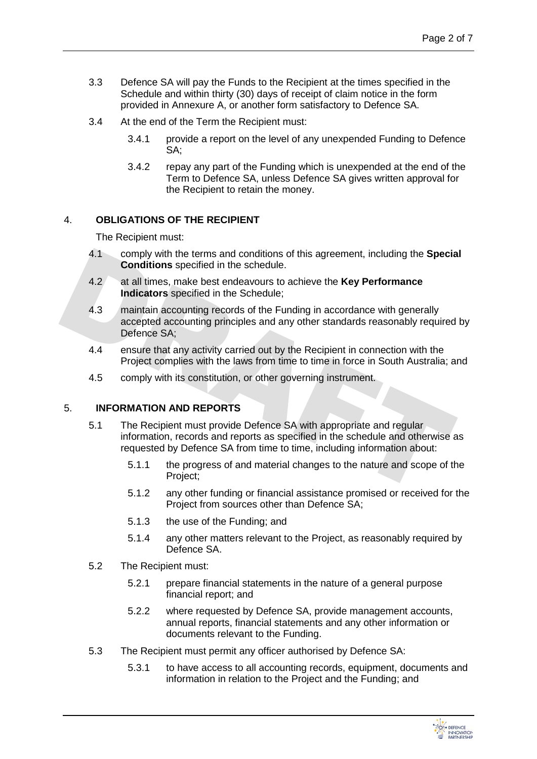3.3 Defence SA will pay the Funds to the Recipient at the times specified in the Schedule and within thirty (30) days of receipt of claim notice in the form provided in Annexure A, or another form satisfactory to Defence SA.

3.4 At the end of the Term the Recipient must:

3.4.1 provide a report on the level of any unexpended Funding to Defence SA;

3.4.2 repay any part of the Funding which is unexpended at the end of the Term to Defence SA, unless Defence SA gives written approval for the Recipient to retain the money.

## 4. OBLIGATIONS OF THE RECIPIENT

The Recipient must:

4.1 comply with the terms and conditions of this agreement, including the **Special Conditions** specified in the schedule.

4.2 at all times, make best endeavours to achieve the **Key Performance Indicators** specified in the Schedule;

4.3 maintain accounting records of the Funding in accordance with generally accepted accounting principles and any other standards reasonably required by Defence SA;

4.4 ensure that any activity carried out by the Recipient in connection with the Project complies with the laws from time to time in force in South Australia; and

4.5 comply with its constitution, or other governing instrument.

## 5. INFORMATION AND REPORTS

5.1 The Recipient must provide Defence SA with appropriate and regular information, records and reports as specified in the schedule and otherwise as requested by Defence SA from time to time, including information about:

5.1.1 the progress of and material changes to the nature and scope of the Project;

5.1.2 any other funding or financial assistance promised or received for the Project from sources other than Defence SA;

5.1.3 the use of the Funding; and

5.1.4 any other matters relevant to the Project, as reasonably required by Defence SA.

5.2 The Recipient must:

5.2.1 prepare financial statements in the nature of a general purpose financial report; and

5.2.2 where requested by Defence SA, provide management accounts, annual reports, financial statements and any other information or documents relevant to the Funding.

5.3 The Recipient must permit any officer authorised by Defence SA:

5.3.1 to have access to all accounting records, equipment, documents and information in relation to the Project and the Funding; and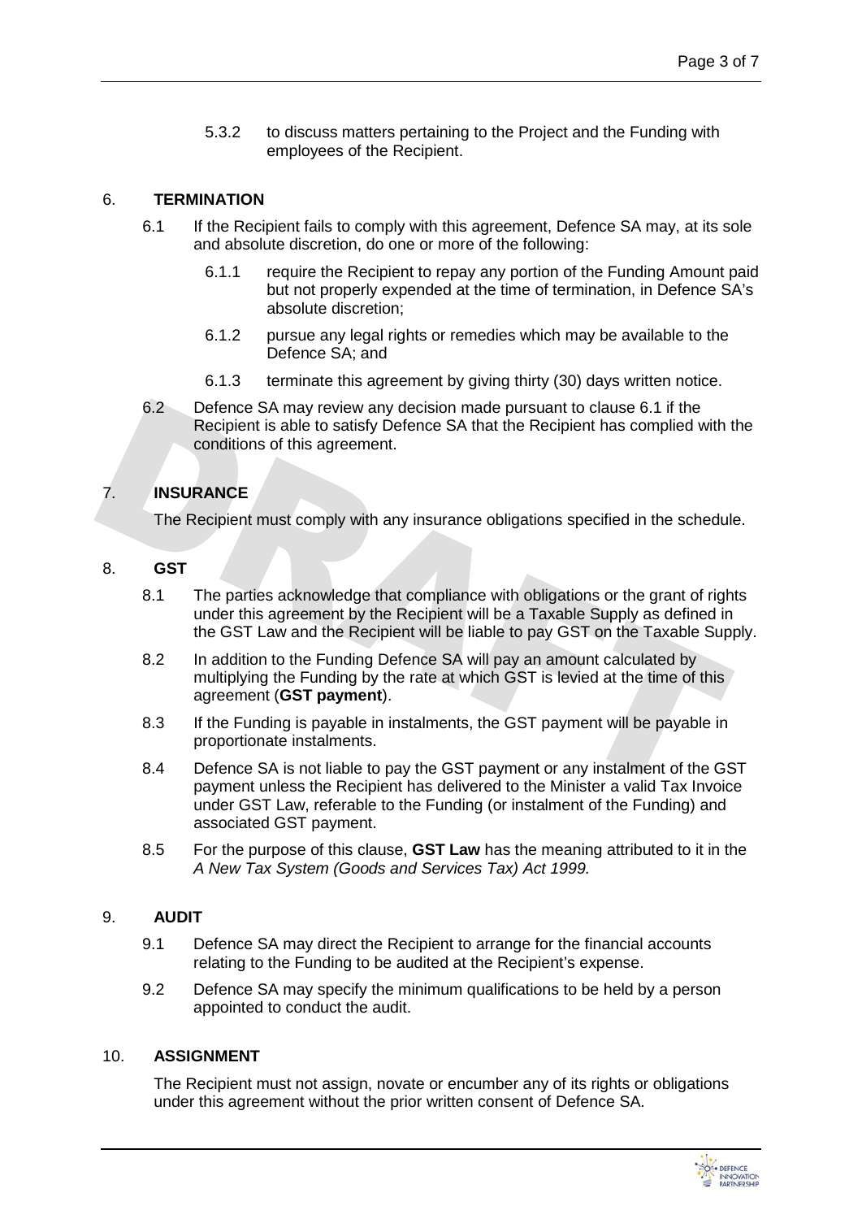5.3.2 to discuss matters pertaining to the Project and the Funding with employees of the Recipient.

## 6. TERMINATION

6.1 If the Recipient fails to comply with this agreement, Defence SA may, at its sole and absolute discretion, do one or more of the following:

6.1.1 require the Recipient to repay any portion of the Funding Amount paid but not properly expended at the time of termination, in Defence SA's absolute discretion;

6.1.2 pursue any legal rights or remedies which may be available to the Defence SA; and

6.1.3 terminate this agreement by giving thirty (30) days written notice.

6.2 Defence SA may review any decision made pursuant to clause 6.1 if the Recipient is able to satisfy Defence SA that the Recipient has complied with the conditions of this agreement.

## 7. INSURANCE

The Recipient must comply with any insurance obligations specified in the schedule.

## 8. GST

8.1 The parties acknowledge that compliance with obligations or the grant of rights under this agreement by the Recipient will be a Taxable Supply as defined in the GST Law and the Recipient will be liable to pay GST on the Taxable Supply.

8.2 In addition to the Funding Defence SA will pay an amount calculated by multiplying the Funding by the rate at which GST is levied at the time of this agreement (**GST payment**).

8.3 If the Funding is payable in instalments, the GST payment will be payable in proportionate instalments.

8.4 Defence SA is not liable to pay the GST payment or any instalment of the GST payment unless the Recipient has delivered to the Minister a valid Tax Invoice under GST Law, referable to the Funding (or instalment of the Funding) and associated GST payment.

8.5 For the purpose of this clause, **GST Law** has the meaning attributed to it in the *A New Tax System (Goods and Services Tax) Act 1999.*

## 9. AUDIT

9.1 Defence SA may direct the Recipient to arrange for the financial accounts relating to the Funding to be audited at the Recipient's expense.

9.2 Defence SA may specify the minimum qualifications to be held by a person appointed to conduct the audit.

## 10. ASSIGNMENT

The Recipient must not assign, novate or encumber any of its rights or obligations under this agreement without the prior written consent of Defence SA.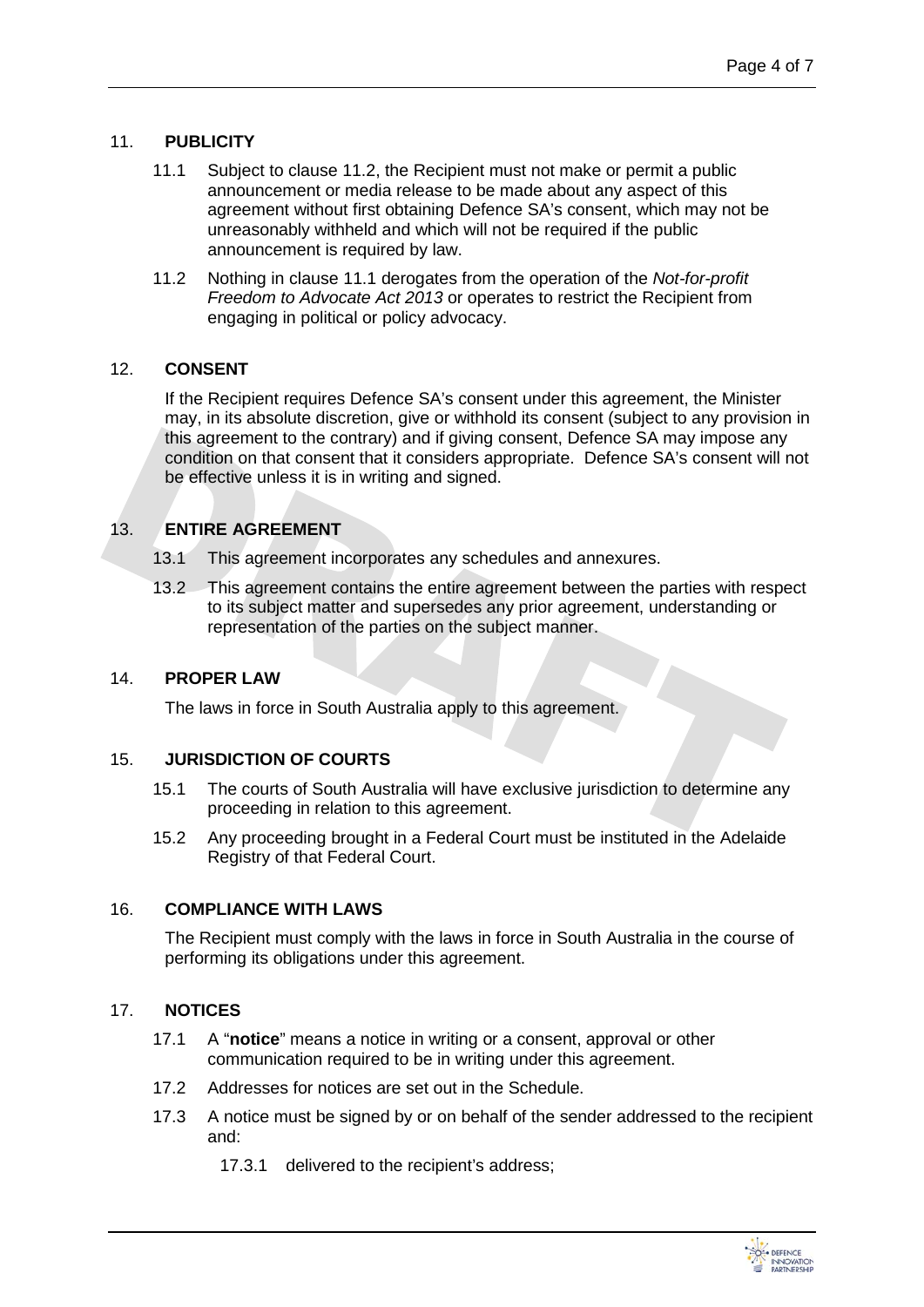## 11. PUBLICITY

11.1 Subject to clause 11.2, the Recipient must not make or permit a public announcement or media release to be made about any aspect of this agreement without first obtaining Defence SA's consent, which may not be unreasonably withheld and which will not be required if the public announcement is required by law.

11.2 Nothing in clause 11.1 derogates from the operation of the *Not-for-profit Freedom to Advocate Act 2013* or operates to restrict the Recipient from engaging in political or policy advocacy.

## 12. CONSENT

If the Recipient requires Defence SA's consent under this agreement, the Minister may, in its absolute discretion, give or withhold its consent (subject to any provision in this agreement to the contrary) and if giving consent, Defence SA may impose any condition on that consent that it considers appropriate. Defence SA's consent will not be effective unless it is in writing and signed.

## 13. ENTIRE AGREEMENT

13.1 This agreement incorporates any schedules and annexures.

13.2 This agreement contains the entire agreement between the parties with respect to its subject matter and supersedes any prior agreement, understanding or representation of the parties on the subject manner.

## 14. PROPER LAW

The laws in force in South Australia apply to this agreement.

## 15. JURISDICTION OF COURTS

15.1 The courts of South Australia will have exclusive jurisdiction to determine any proceeding in relation to this agreement.

15.2 Any proceeding brought in a Federal Court must be instituted in the Adelaide Registry of that Federal Court.

## 16. COMPLIANCE WITH LAWS

The Recipient must comply with the laws in force in South Australia in the course of performing its obligations under this agreement.

## 17. NOTICES

17.1 A "**notice**" means a notice in writing or a consent, approval or other communication required to be in writing under this agreement.

17.2 Addresses for notices are set out in the Schedule.

17.3 A notice must be signed by or on behalf of the sender addressed to the recipient and:

17.3.1 delivered to the recipient's address;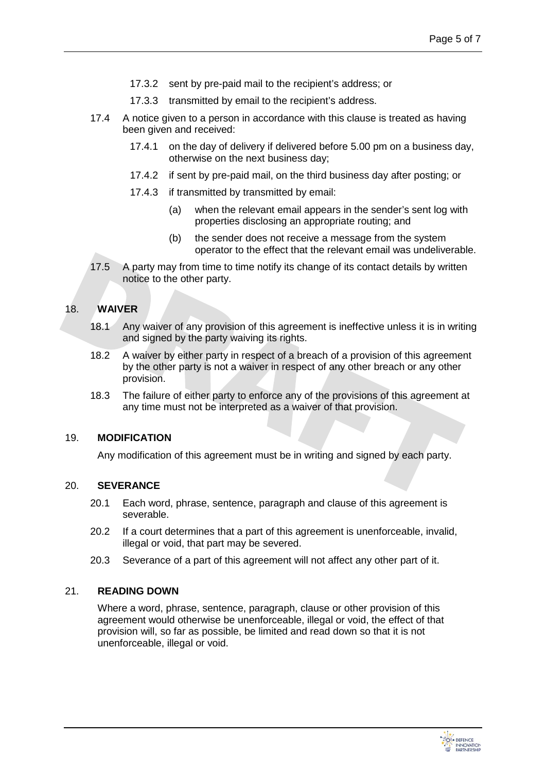17.3.2 sent by pre-paid mail to the recipient's address; or

17.3.3 transmitted by email to the recipient's address.

17.4 A notice given to a person in accordance with this clause is treated as having been given and received:

17.4.1 on the day of delivery if delivered before 5.00 pm on a business day, otherwise on the next business day;

17.4.2 if sent by pre-paid mail, on the third business day after posting; or

17.4.3 if transmitted by transmitted by email:

(a) when the relevant email appears in the sender's sent log with properties disclosing an appropriate routing; and

(b) the sender does not receive a message from the system operator to the effect that the relevant email was undeliverable.

17.5 A party may from time to time notify its change of its contact details by written notice to the other party.

## 18. WAIVER

18.1 Any waiver of any provision of this agreement is ineffective unless it is in writing and signed by the party waiving its rights.

18.2 A waiver by either party in respect of a breach of a provision of this agreement by the other party is not a waiver in respect of any other breach or any other provision.

18.3 The failure of either party to enforce any of the provisions of this agreement at any time must not be interpreted as a waiver of that provision.

## 19. MODIFICATION

Any modification of this agreement must be in writing and signed by each party.

## 20. SEVERANCE

20.1 Each word, phrase, sentence, paragraph and clause of this agreement is severable.

20.2 If a court determines that a part of this agreement is unenforceable, invalid, illegal or void, that part may be severed.

20.3 Severance of a part of this agreement will not affect any other part of it.

## 21. READING DOWN

Where a word, phrase, sentence, paragraph, clause or other provision of this agreement would otherwise be unenforceable, illegal or void, the effect of that provision will, so far as possible, be limited and read down so that it is not unenforceable, illegal or void.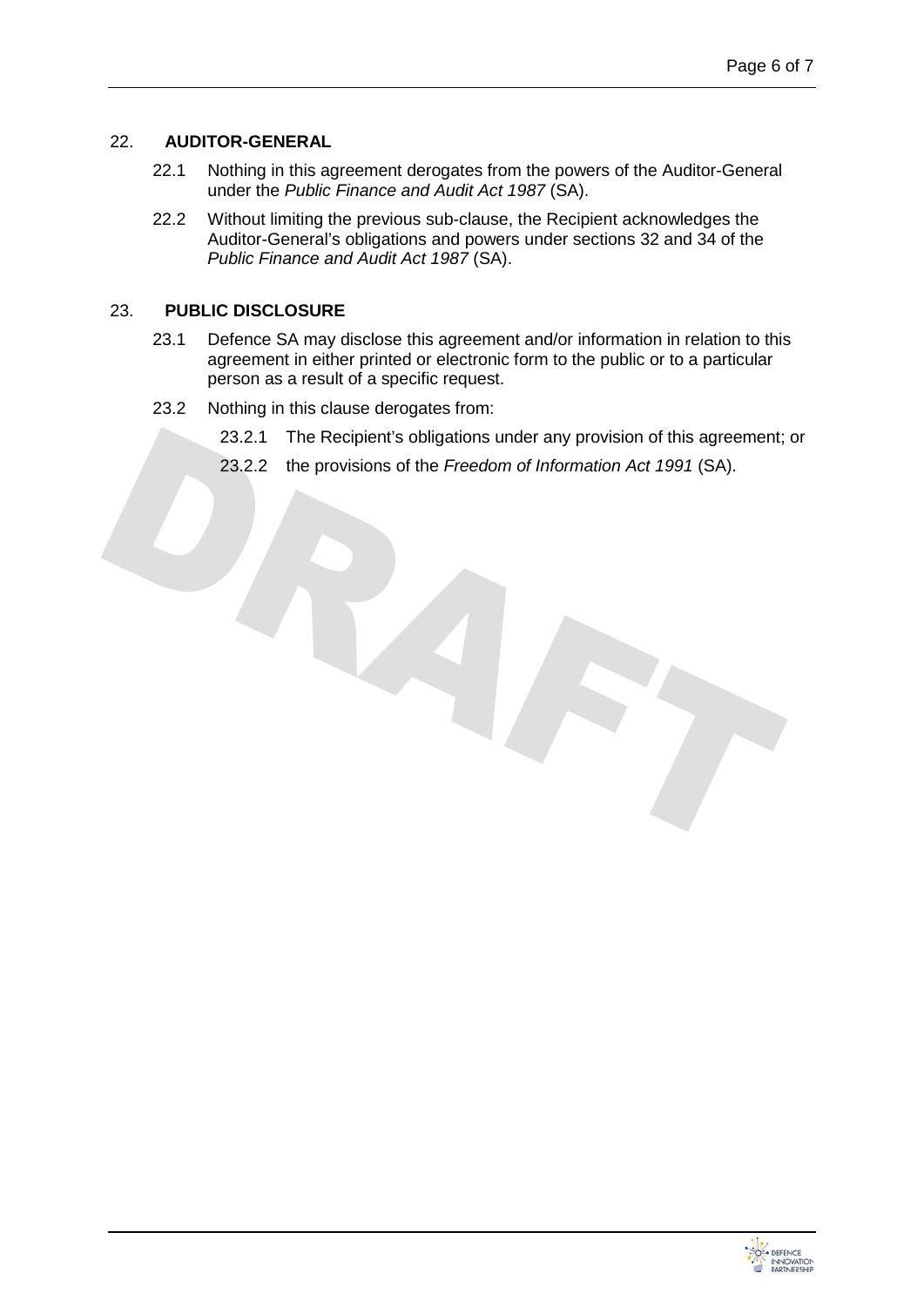## 22. AUDITOR-GENERAL

22.1 Nothing in this agreement derogates from the powers of the Auditor-General under the *Public Finance and Audit Act 1987* (SA).

22.2 Without limiting the previous sub-clause, the Recipient acknowledges the Auditor-General's obligations and powers under sections 32 and 34 of the *Public Finance and Audit Act 1987* (SA).

## 23. PUBLIC DISCLOSURE

23.1 Defence SA may disclose this agreement and/or information in relation to this agreement in either printed or electronic form to the public or to a particular person as a result of a specific request.

23.2 Nothing in this clause derogates from:

23.2.1 The Recipient's obligations under any provision of this agreement; or

23.2.2 the provisions of the *Freedom of Information Act 1991* (SA).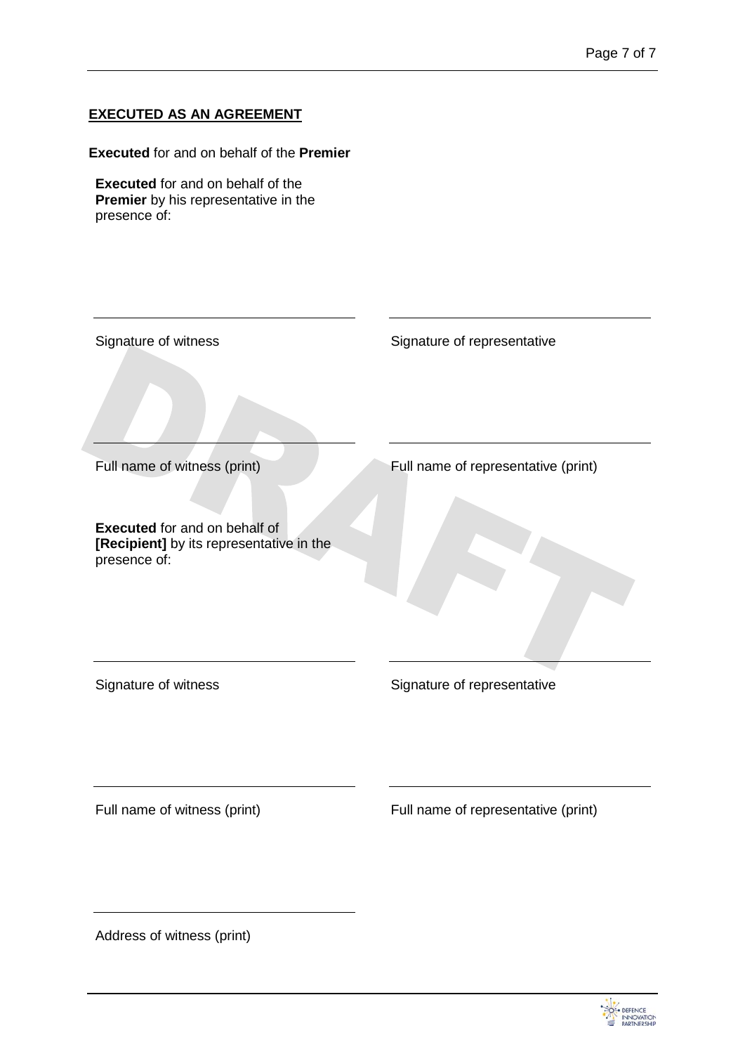**EXECUTED AS AN AGREEMENT**

**Executed** for and on behalf of the **Premier**

**Executed** for and on behalf of the **Premier** by his representative in the presence of:

| | |
|---|---|
| Signature of witness | Signature of representative |
| Full name of witness (print) | Full name of representative (print) |

**Executed** for and on behalf of **[Recipient]** by its representative in the presence of:

| | |
|---|---|
| Signature of witness | Signature of representative |
| Full name of witness (print) | Full name of representative (print) |
| Address of witness (print) | |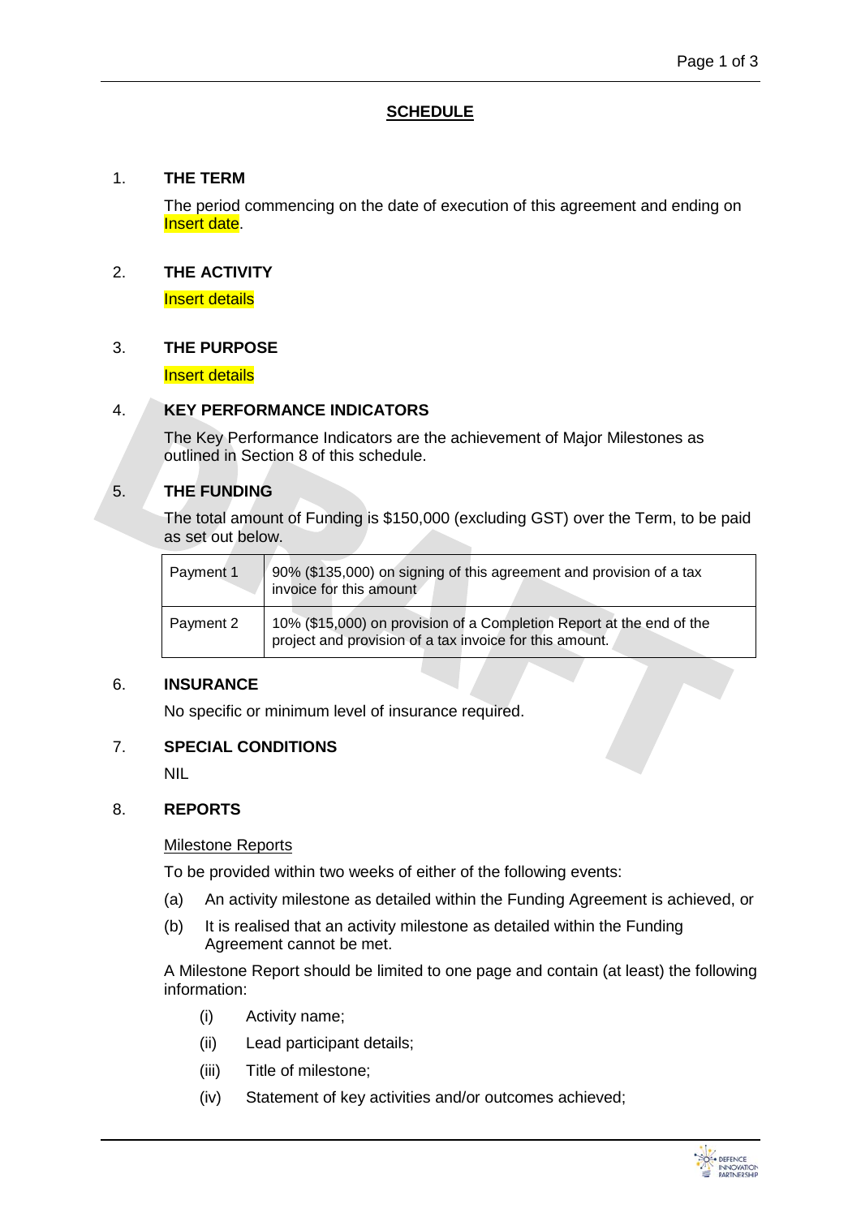# SCHEDULE

## 1. THE TERM

The period commencing on the date of execution of this agreement and ending on Insert date.

## 2. THE ACTIVITY

Insert details

## 3. THE PURPOSE

Insert details

## 4. KEY PERFORMANCE INDICATORS

The Key Performance Indicators are the achievement of Major Milestones as outlined in Section 8 of this schedule.

## 5. THE FUNDING

The total amount of Funding is $150,000 (excluding GST) over the Term, to be paid as set out below.

| | |
|---|---|
| Payment 1 | 90% ($135,000) on signing of this agreement and provision of a tax invoice for this amount |
| Payment 2 | 10% ($15,000) on provision of a Completion Report at the end of the project and provision of a tax invoice for this amount. |

## 6. INSURANCE

No specific or minimum level of insurance required.

## 7. SPECIAL CONDITIONS

NIL

## 8. REPORTS

Milestone Reports

To be provided within two weeks of either of the following events:

(a) An activity milestone as detailed within the Funding Agreement is achieved, or

(b) It is realised that an activity milestone as detailed within the Funding Agreement cannot be met.

A Milestone Report should be limited to one page and contain (at least) the following information:

(i) Activity name;

(ii) Lead participant details;

(iii) Title of milestone;

(iv) Statement of key activities and/or outcomes achieved;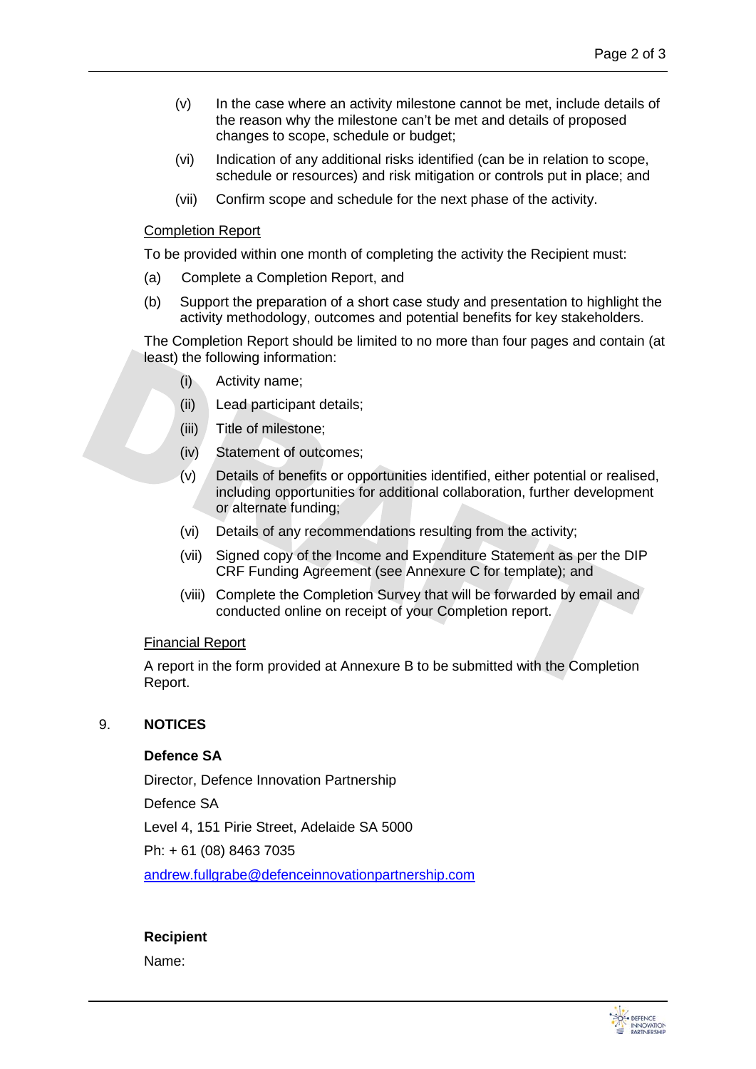(v) In the case where an activity milestone cannot be met, include details of the reason why the milestone can't be met and details of proposed changes to scope, schedule or budget;

(vi) Indication of any additional risks identified (can be in relation to scope, schedule or resources) and risk mitigation or controls put in place; and

(vii) Confirm scope and schedule for the next phase of the activity.

<u>Completion Report</u>

To be provided within one month of completing the activity the Recipient must:

(a) Complete a Completion Report, and

(b) Support the preparation of a short case study and presentation to highlight the activity methodology, outcomes and potential benefits for key stakeholders.

The Completion Report should be limited to no more than four pages and contain (at least) the following information:

(i) Activity name;

(ii) Lead participant details;

(iii) Title of milestone;

(iv) Statement of outcomes;

(v) Details of benefits or opportunities identified, either potential or realised, including opportunities for additional collaboration, further development or alternate funding;

(vi) Details of any recommendations resulting from the activity;

(vii) Signed copy of the Income and Expenditure Statement as per the DIP CRF Funding Agreement (see Annexure C for template); and

(viii) Complete the Completion Survey that will be forwarded by email and conducted online on receipt of your Completion report.

<u>Financial Report</u>

A report in the form provided at Annexure B to be submitted with the Completion Report.

9. **NOTICES**

**Defence SA**

Director, Defence Innovation Partnership

Defence SA

Level 4, 151 Pirie Street, Adelaide SA 5000

Ph: + 61 (08) 8463 7035

andrew.fullgrabe@defenceinnovationpartnership.com

**Recipient**

Name: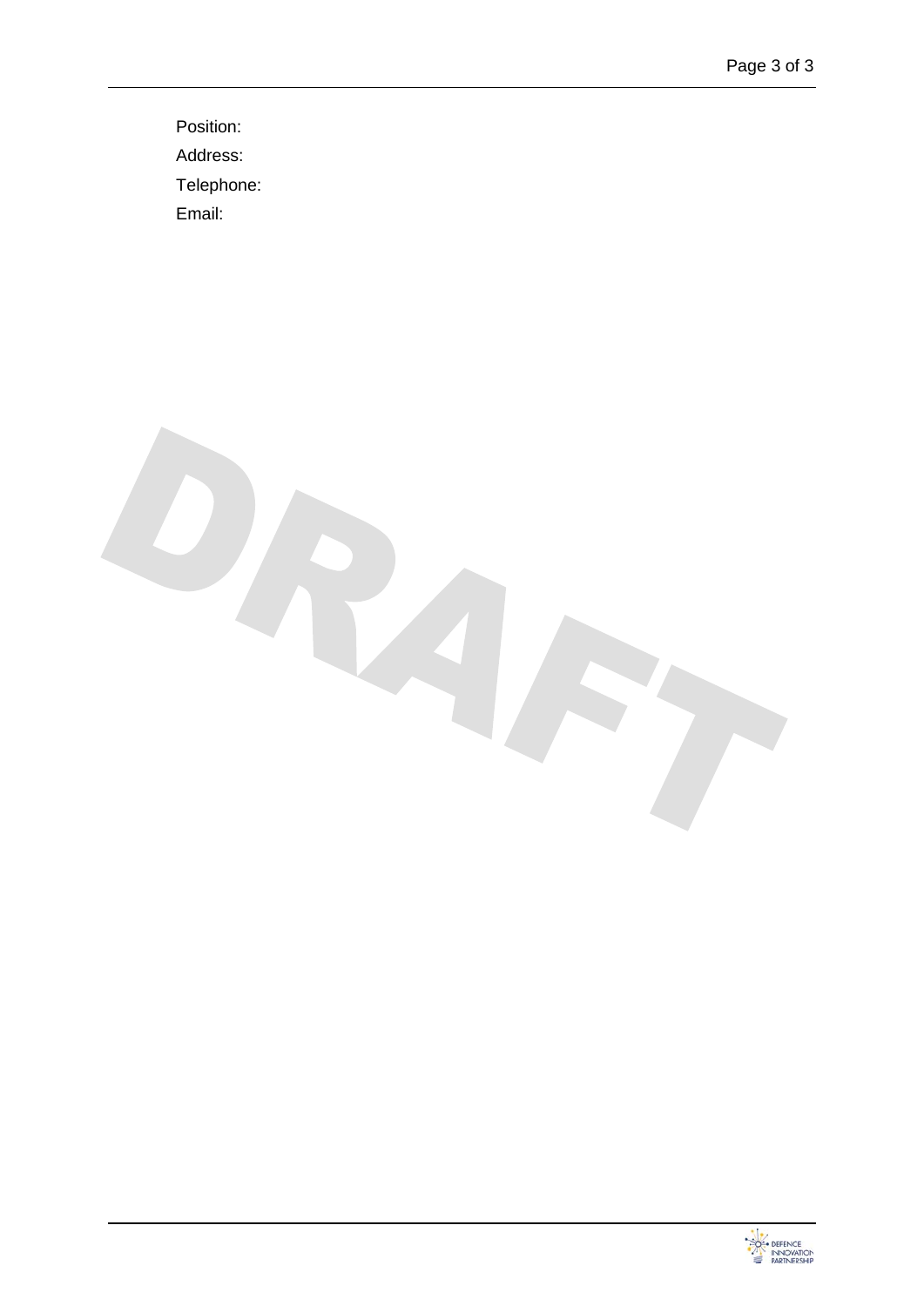Position:

Address:

Telephone:

Email: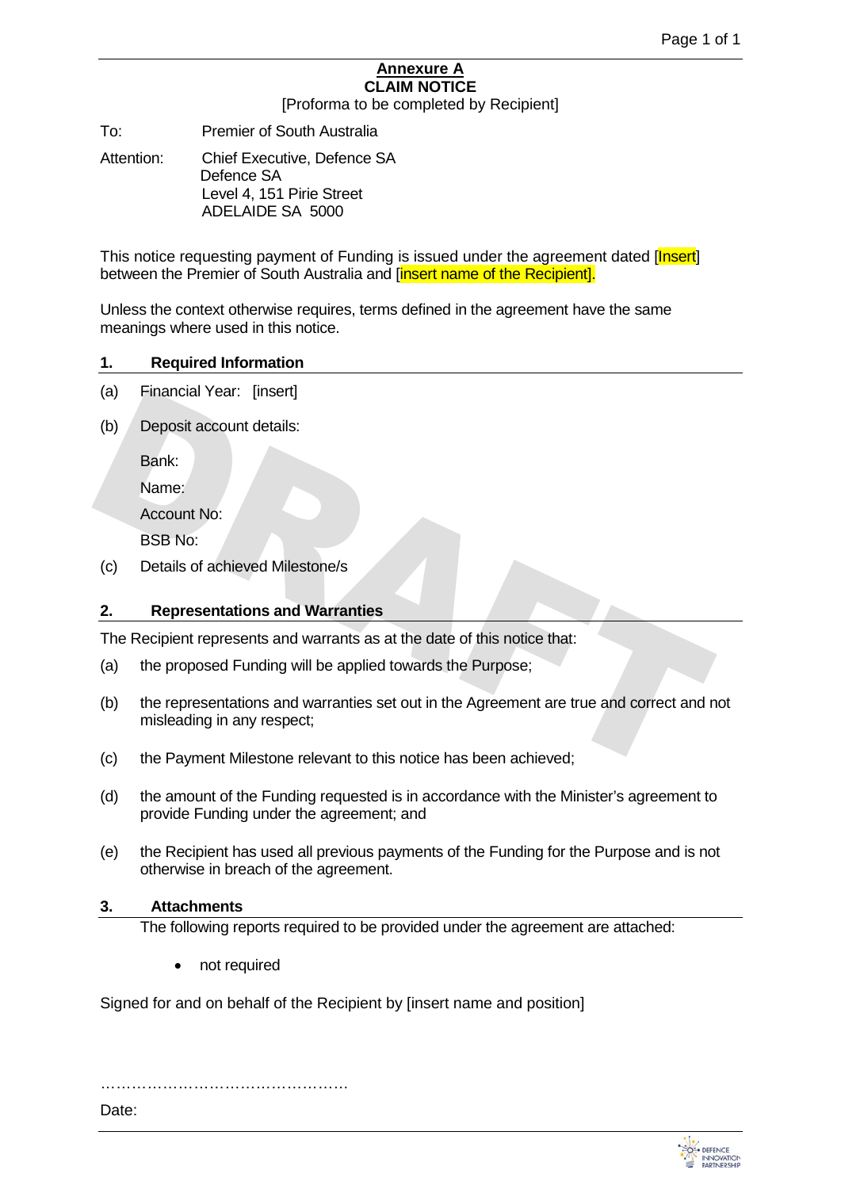**Annexure A**

**CLAIM NOTICE**

[Proforma to be completed by Recipient]

To: Premier of South Australia

Attention: Chief Executive, Defence SA
Defence SA
Level 4, 151 Pirie Street
ADELAIDE SA 5000

This notice requesting payment of Funding is issued under the agreement dated [Insert] between the Premier of South Australia and [insert name of the Recipient].

Unless the context otherwise requires, terms defined in the agreement have the same meanings where used in this notice.

## 1. Required Information

(a) Financial Year: [insert]

(b) Deposit account details:

Bank:

Name:

Account No:

BSB No:

(c) Details of achieved Milestone/s

## 2. Representations and Warranties

The Recipient represents and warrants as at the date of this notice that:

(a) the proposed Funding will be applied towards the Purpose;

(b) the representations and warranties set out in the Agreement are true and correct and not misleading in any respect;

(c) the Payment Milestone relevant to this notice has been achieved;

(d) the amount of the Funding requested is in accordance with the Minister's agreement to provide Funding under the agreement; and

(e) the Recipient has used all previous payments of the Funding for the Purpose and is not otherwise in breach of the agreement.

## 3. Attachments

The following reports required to be provided under the agreement are attached:

- not required

Signed for and on behalf of the Recipient by [insert name and position]

…………………………………………

Date: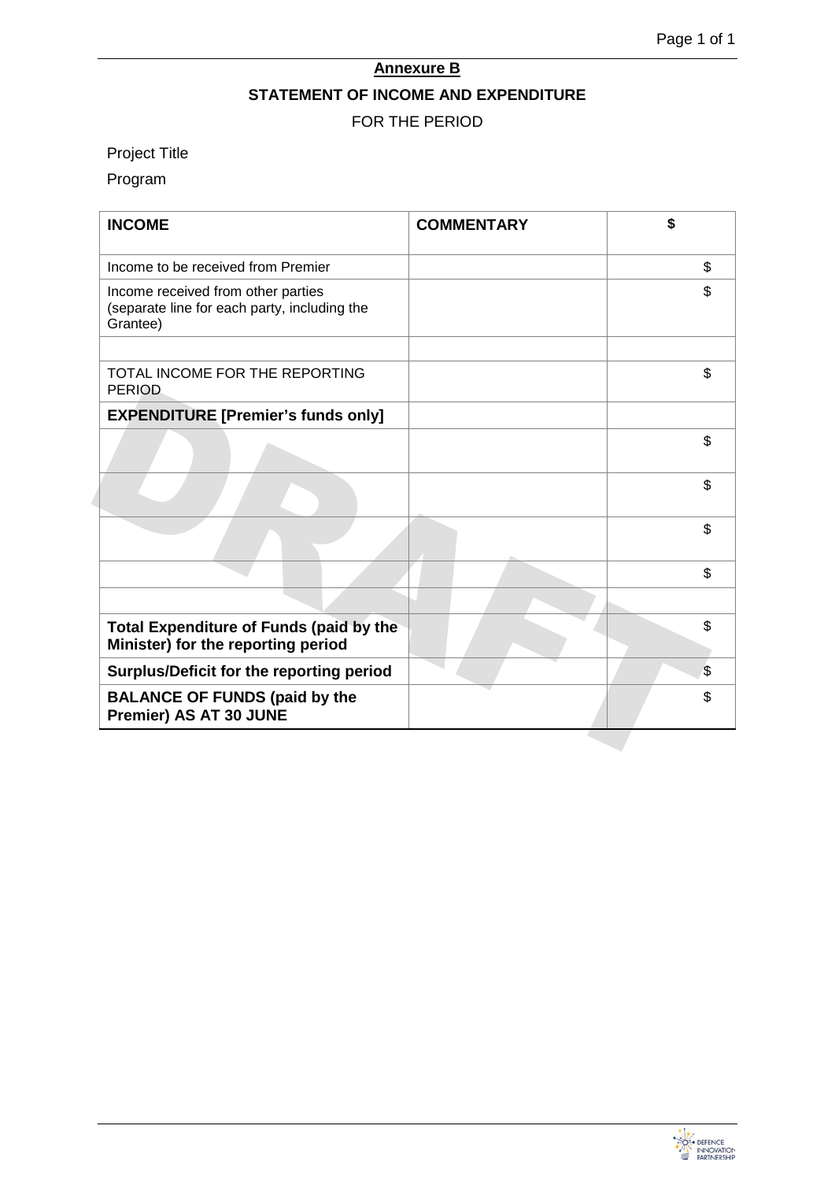**Annexure B**

**STATEMENT OF INCOME AND EXPENDITURE**

FOR THE PERIOD

Project Title

Program

| **INCOME** | **COMMENTARY** | **$** |
|---|---|---|
| Income to be received from Premier | | $ |
| Income received from other parties (separate line for each party, including the Grantee) | | $ |
| | | |
| TOTAL INCOME FOR THE REPORTING PERIOD | | $ |
| **EXPENDITURE [Premier's funds only]** | | |
| | | $ |
| | | $ |
| | | $ |
| | | $ |
| | | |
| **Total Expenditure of Funds (paid by the Minister) for the reporting period** | | $ |
| **Surplus/Deficit for the reporting period** | | $ |
| **BALANCE OF FUNDS (paid by the Premier) AS AT 30 JUNE** | | $ |

DRAFT